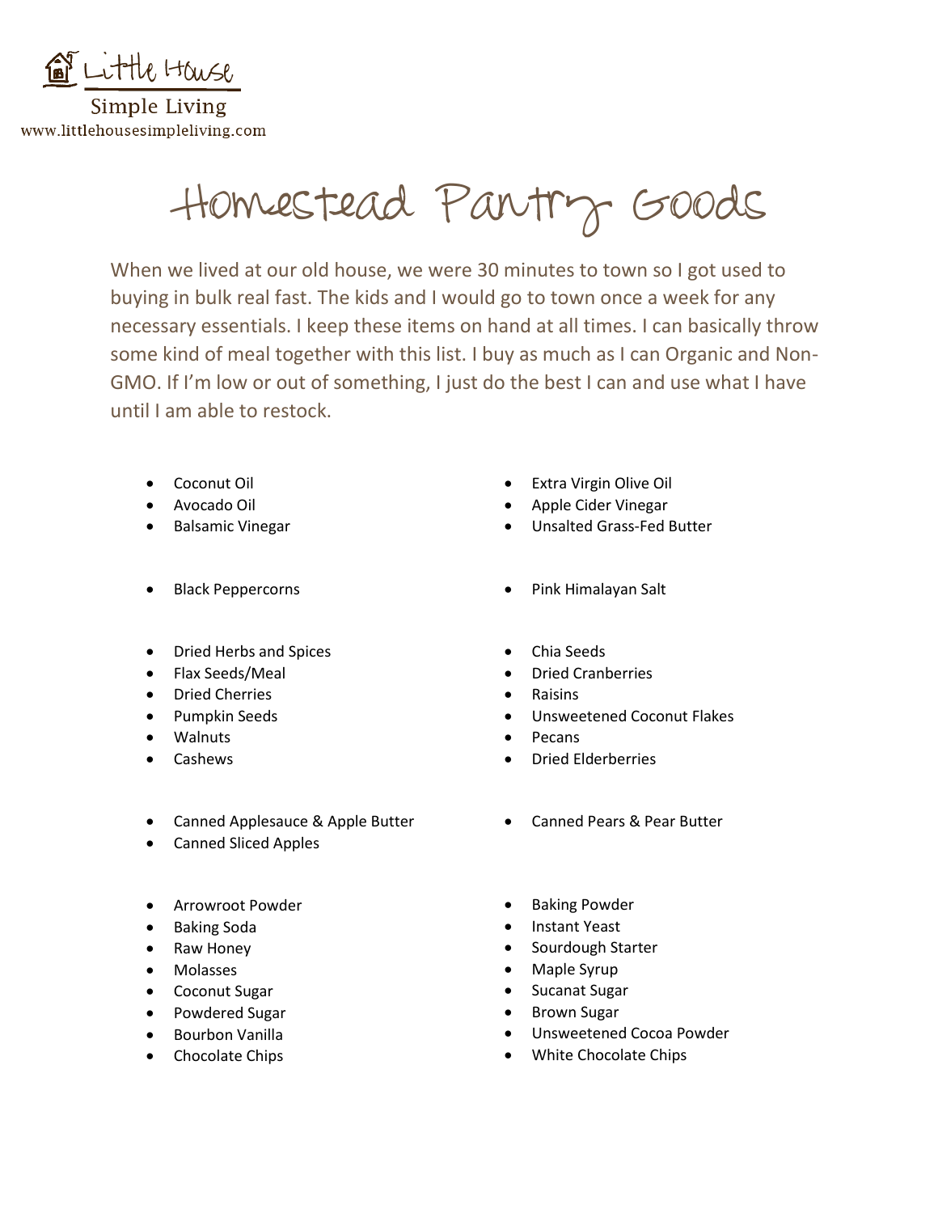Little House

Simple Living

www.littlehousesimpleliving.com

# Homestead Pantry Goods

When we lived at our old house, we were 30 minutes to town so I got used to buying in bulk real fast. The kids and I would go to town once a week for any necessary essentials. I keep these items on hand at all times. I can basically throw some kind of meal together with this list. I buy as much as I can Organic and Non-GMO. If I'm low or out of something, I just do the best I can and use what I have until I am able to restock.

- Coconut Oil
- Avocado Oil
- Balsamic Vinegar
- Extra Virgin Olive Oil
- Apple Cider Vinegar
- Unsalted Grass-Fed Butter

- Black Peppercorns
- Pink Himalayan Salt

- Dried Herbs and Spices
- Flax Seeds/Meal
- Dried Cherries
- Pumpkin Seeds
- Walnuts
- Cashews
- Chia Seeds
- Dried Cranberries
- Raisins
- Unsweetened Coconut Flakes
- Pecans
- Dried Elderberries

- Canned Applesauce & Apple Butter
- Canned Sliced Apples
- Canned Pears & Pear Butter

- Arrowroot Powder
- Baking Soda
- Raw Honey
- Molasses
- Coconut Sugar
- Powdered Sugar
- Bourbon Vanilla
- Chocolate Chips
- Baking Powder
- Instant Yeast
- Sourdough Starter
- Maple Syrup
- Sucanat Sugar
- Brown Sugar
- Unsweetened Cocoa Powder
- White Chocolate Chips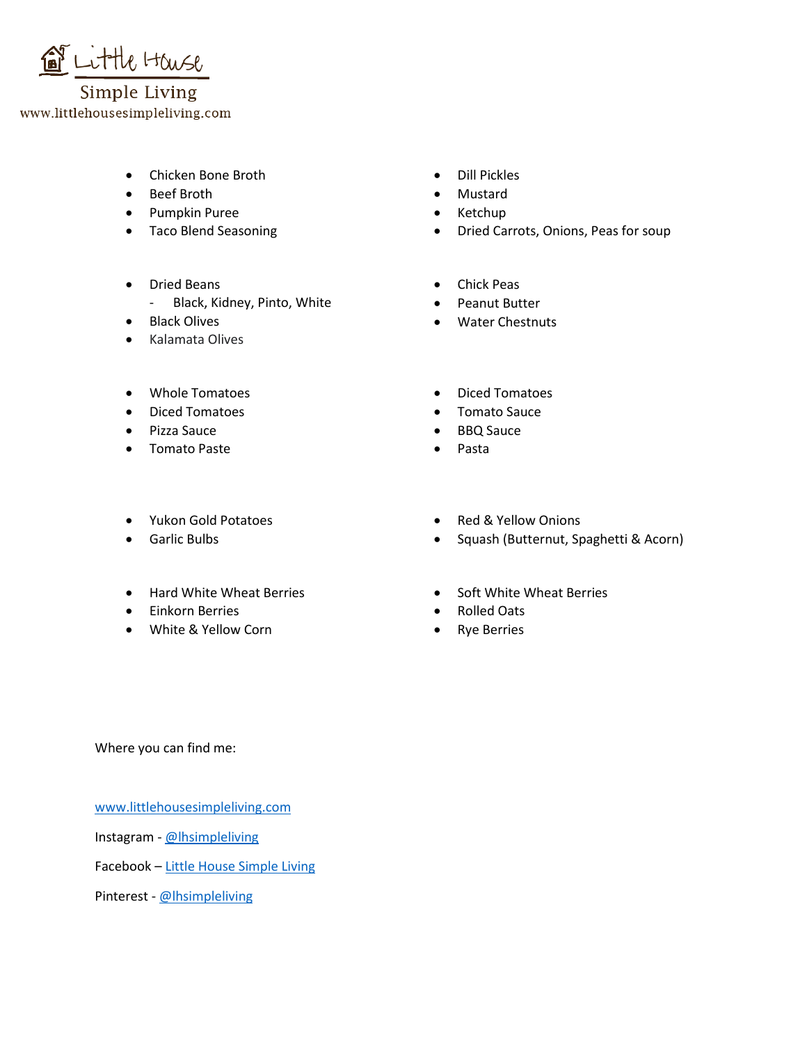Little House
Simple Living
www.littlehousesimpleliving.com

- Chicken Bone Broth
- Beef Broth
- Pumpkin Puree
- Taco Blend Seasoning
- Dill Pickles
- Mustard
- Ketchup
- Dried Carrots, Onions, Peas for soup

- Dried Beans
  - Black, Kidney, Pinto, White
- Black Olives
- Kalamata Olives
- Chick Peas
- Peanut Butter
- Water Chestnuts

- Whole Tomatoes
- Diced Tomatoes
- Pizza Sauce
- Tomato Paste
- Diced Tomatoes
- Tomato Sauce
- BBQ Sauce
- Pasta

- Yukon Gold Potatoes
- Garlic Bulbs
- Red & Yellow Onions
- Squash (Butternut, Spaghetti & Acorn)

- Hard White Wheat Berries
- Einkorn Berries
- White & Yellow Corn
- Soft White Wheat Berries
- Rolled Oats
- Rye Berries

Where you can find me:

www.littlehousesimpleliving.com

Instagram - @lhsimpleliving

Facebook – Little House Simple Living

Pinterest - @lhsimpleliving